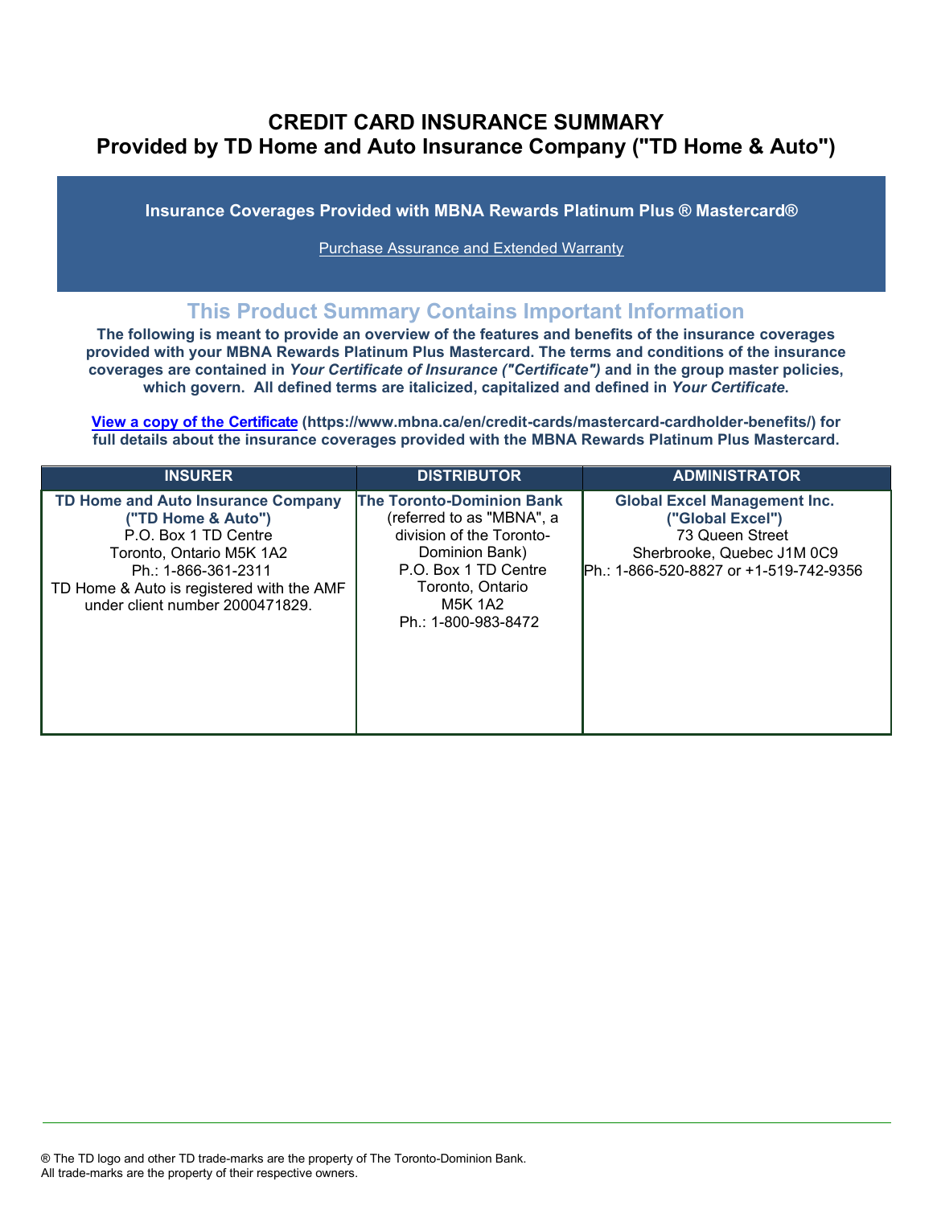# CREDIT CARD INSURANCE SUMMARY
## Provided by TD Home and Auto Insurance Company ("TD Home & Auto")

**Insurance Coverages Provided with MBNA Rewards Platinum Plus ® Mastercard®**

Purchase Assurance and Extended Warranty

## This Product Summary Contains Important Information

**The following is meant to provide an overview of the features and benefits of the insurance coverages provided with your MBNA Rewards Platinum Plus Mastercard. The terms and conditions of the insurance coverages are contained in *Your Certificate of Insurance ("Certificate")* and in the group master policies, which govern. All defined terms are italicized, capitalized and defined in *Your Certificate*.**

**[View a copy of the Certificate](https://www.mbna.ca/en/credit-cards/mastercard-cardholder-benefits/) (https://www.mbna.ca/en/credit-cards/mastercard-cardholder-benefits/) for full details about the insurance coverages provided with the MBNA Rewards Platinum Plus Mastercard.**

| INSURER | DISTRIBUTOR | ADMINISTRATOR |
|---|---|---|
| **TD Home and Auto Insurance Company ("TD Home & Auto")**<br>P.O. Box 1 TD Centre<br>Toronto, Ontario M5K 1A2<br>Ph.: 1-866-361-2311<br>TD Home & Auto is registered with the AMF under client number 2000471829. | **The Toronto-Dominion Bank**<br>(referred to as "MBNA", a division of the Toronto-Dominion Bank)<br>P.O. Box 1 TD Centre<br>Toronto, Ontario<br>M5K 1A2<br>Ph.: 1-800-983-8472 | **Global Excel Management Inc. ("Global Excel")**<br>73 Queen Street<br>Sherbrooke, Quebec J1M 0C9<br>Ph.: 1-866-520-8827 or +1-519-742-9356 |

® The TD logo and other TD trade-marks are the property of The Toronto-Dominion Bank.
All trade-marks are the property of their respective owners.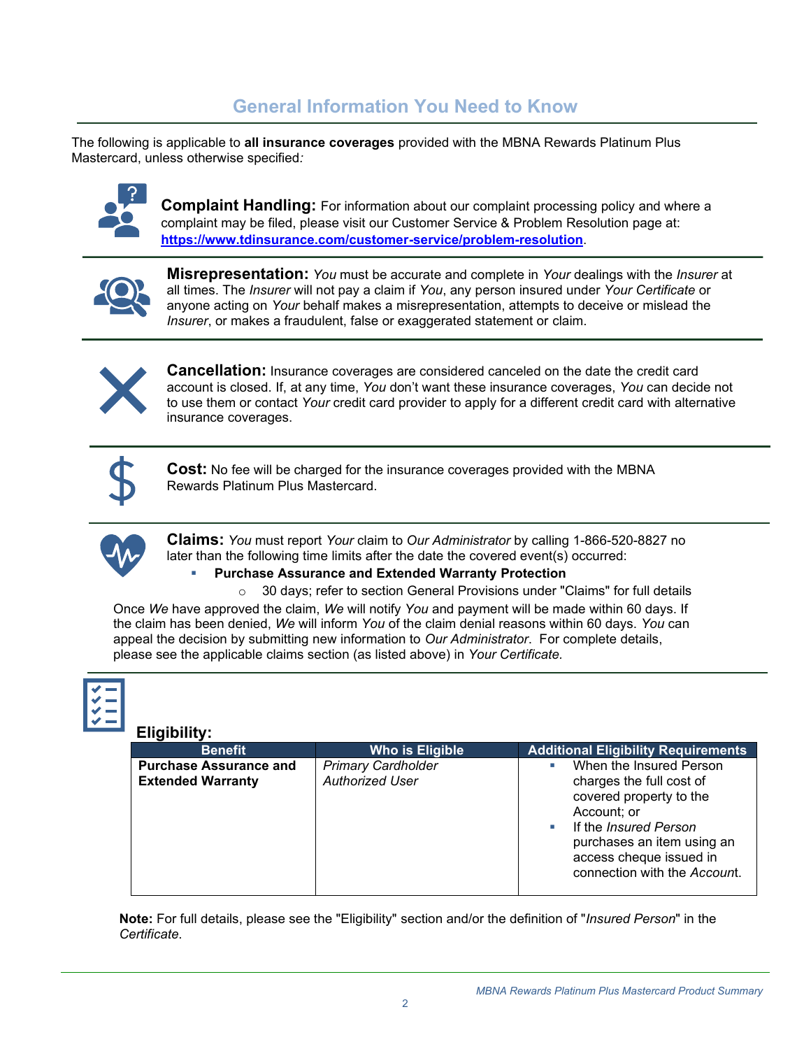## General Information You Need to Know

The following is applicable to **all insurance coverages** provided with the MBNA Rewards Platinum Plus Mastercard, unless otherwise specified*:*

**Complaint Handling:** For information about our complaint processing policy and where a complaint may be filed, please visit our Customer Service & Problem Resolution page at: **https://www.tdinsurance.com/customer-service/problem-resolution**.

**Misrepresentation:** *You* must be accurate and complete in *Your* dealings with the *Insurer* at all times. The *Insurer* will not pay a claim if *You*, any person insured under *Your Certificate* or anyone acting on *Your* behalf makes a misrepresentation, attempts to deceive or mislead the *Insurer*, or makes a fraudulent, false or exaggerated statement or claim.

**Cancellation:** Insurance coverages are considered canceled on the date the credit card account is closed. If, at any time, *You* don't want these insurance coverages, *You* can decide not to use them or contact *Your* credit card provider to apply for a different credit card with alternative insurance coverages.

**Cost:** No fee will be charged for the insurance coverages provided with the MBNA Rewards Platinum Plus Mastercard.

**Claims:** *You* must report *Your* claim to *Our Administrator* by calling 1-866-520-8827 no later than the following time limits after the date the covered event(s) occurred:

- **Purchase Assurance and Extended Warranty Protection**
  - 30 days; refer to section General Provisions under "Claims" for full details

Once *We* have approved the claim, *We* will notify *You* and payment will be made within 60 days. If the claim has been denied, *We* will inform *You* of the claim denial reasons within 60 days. *You* can appeal the decision by submitting new information to *Our Administrator*. For complete details, please see the applicable claims section (as listed above) in *Your Certificate.*

**Eligibility:**

| Benefit | Who is Eligible | Additional Eligibility Requirements |
|---|---|---|
| **Purchase Assurance and Extended Warranty** | *Primary Cardholder*<br>*Authorized User* | ▪ When the Insured Person charges the full cost of covered property to the Account; or<br>▪ If the *Insured Person* purchases an item using an access cheque issued in connection with the *Account*. |

**Note:** For full details, please see the "Eligibility" section and/or the definition of "*Insured Person*" in the *Certificate*.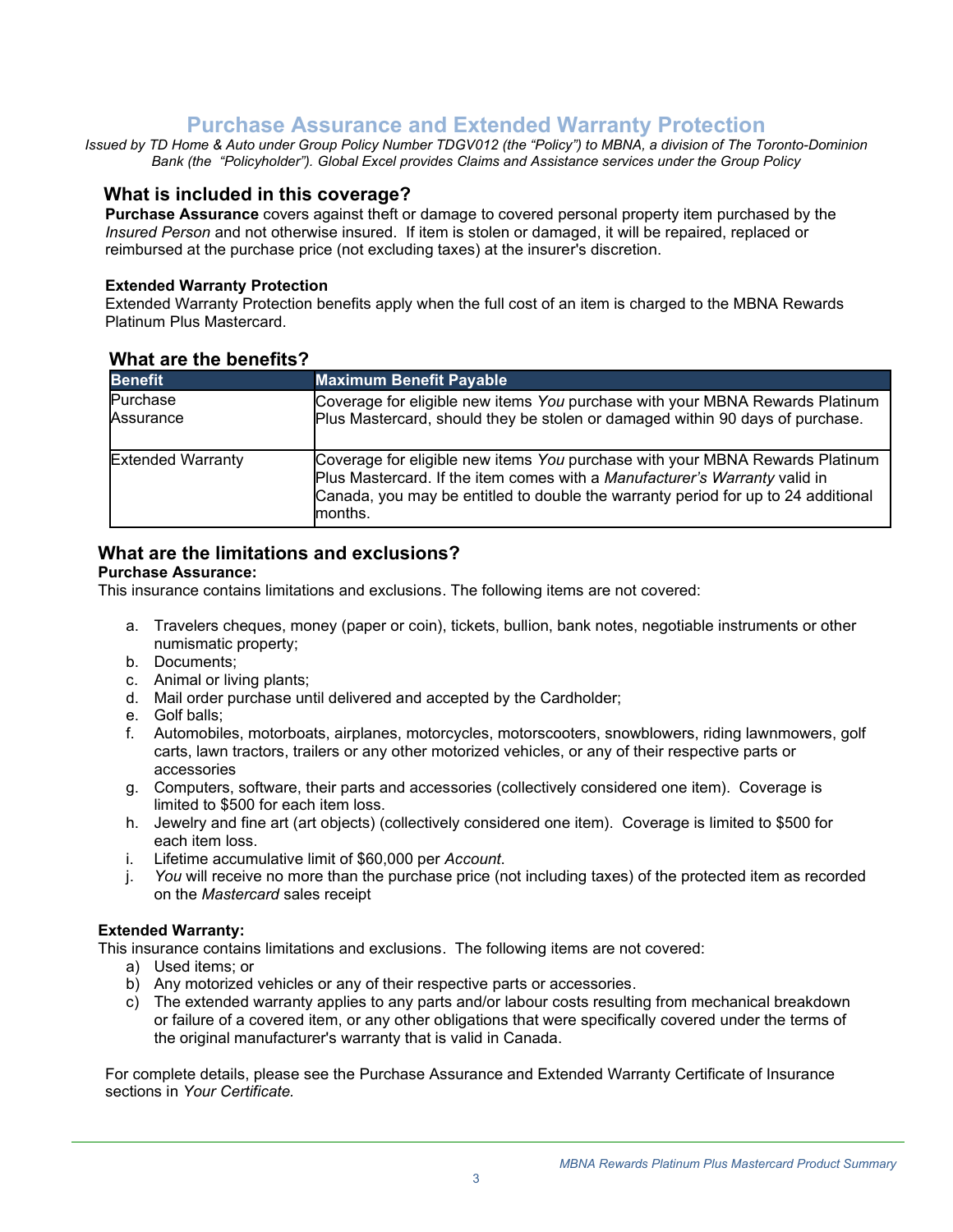# Purchase Assurance and Extended Warranty Protection

*Issued by TD Home & Auto under Group Policy Number TDGV012 (the "Policy") to MBNA, a division of The Toronto-Dominion Bank (the "Policyholder"). Global Excel provides Claims and Assistance services under the Group Policy*

## What is included in this coverage?

**Purchase Assurance** covers against theft or damage to covered personal property item purchased by the *Insured Person* and not otherwise insured. If item is stolen or damaged, it will be repaired, replaced or reimbursed at the purchase price (not excluding taxes) at the insurer's discretion.

**Extended Warranty Protection**
Extended Warranty Protection benefits apply when the full cost of an item is charged to the MBNA Rewards Platinum Plus Mastercard.

## What are the benefits?

| Benefit | Maximum Benefit Payable |
|---|---|
| Purchase Assurance | Coverage for eligible new items *You* purchase with your MBNA Rewards Platinum Plus Mastercard, should they be stolen or damaged within 90 days of purchase. |
| Extended Warranty | Coverage for eligible new items *You* purchase with your MBNA Rewards Platinum Plus Mastercard. If the item comes with a *Manufacturer's Warranty* valid in Canada, you may be entitled to double the warranty period for up to 24 additional months. |

## What are the limitations and exclusions?

**Purchase Assurance:**
This insurance contains limitations and exclusions. The following items are not covered:

a. Travelers cheques, money (paper or coin), tickets, bullion, bank notes, negotiable instruments or other numismatic property;
b. Documents;
c. Animal or living plants;
d. Mail order purchase until delivered and accepted by the Cardholder;
e. Golf balls;
f. Automobiles, motorboats, airplanes, motorcycles, motorscooters, snowblowers, riding lawnmowers, golf carts, lawn tractors, trailers or any other motorized vehicles, or any of their respective parts or accessories
g. Computers, software, their parts and accessories (collectively considered one item). Coverage is limited to $500 for each item loss.
h. Jewelry and fine art (art objects) (collectively considered one item). Coverage is limited to $500 for each item loss.
i. Lifetime accumulative limit of $60,000 per *Account*.
j. *You* will receive no more than the purchase price (not including taxes) of the protected item as recorded on the *Mastercard* sales receipt

**Extended Warranty:**
This insurance contains limitations and exclusions. The following items are not covered:

a) Used items; or
b) Any motorized vehicles or any of their respective parts or accessories.
c) The extended warranty applies to any parts and/or labour costs resulting from mechanical breakdown or failure of a covered item, or any other obligations that were specifically covered under the terms of the original manufacturer's warranty that is valid in Canada.

For complete details, please see the Purchase Assurance and Extended Warranty Certificate of Insurance sections in *Your Certificate*.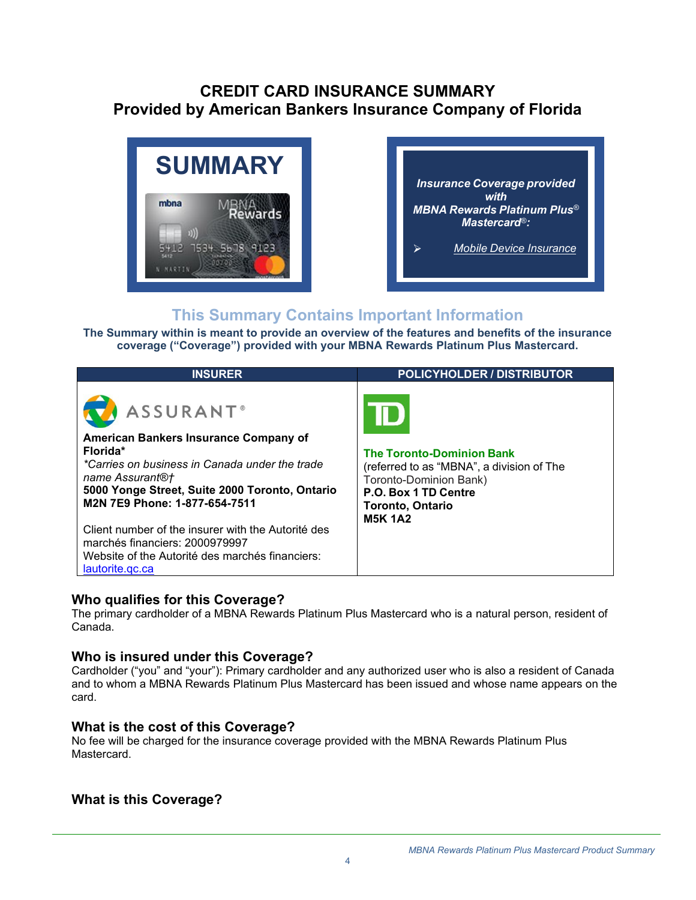# CREDIT CARD INSURANCE SUMMARY
## Provided by American Bankers Insurance Company of Florida

**SUMMARY**

*Insurance Coverage provided with MBNA Rewards Platinum Plus® Mastercard®:*

- *Mobile Device Insurance*

## This Summary Contains Important Information

**The Summary within is meant to provide an overview of the features and benefits of the insurance coverage ("Coverage") provided with your MBNA Rewards Platinum Plus Mastercard.**

| INSURER | POLICYHOLDER / DISTRIBUTOR |
|---|---|
| ASSURANT® <br> **American Bankers Insurance Company of Florida*** <br> *\*Carries on business in Canada under the trade name Assurant®†* <br> **5000 Yonge Street, Suite 2000 Toronto, Ontario M2N 7E9 Phone: 1-877-654-7511** <br><br> Client number of the insurer with the Autorité des marchés financiers: 2000979997 <br> Website of the Autorité des marchés financiers: lautorite.qc.ca | **The Toronto-Dominion Bank** <br> (referred to as "MBNA", a division of The Toronto-Dominion Bank) <br> **P.O. Box 1 TD Centre** <br> **Toronto, Ontario** <br> **M5K 1A2** |

### Who qualifies for this Coverage?

The primary cardholder of a MBNA Rewards Platinum Plus Mastercard who is a natural person, resident of Canada.

### Who is insured under this Coverage?

Cardholder ("you" and "your"): Primary cardholder and any authorized user who is also a resident of Canada and to whom a MBNA Rewards Platinum Plus Mastercard has been issued and whose name appears on the card.

### What is the cost of this Coverage?

No fee will be charged for the insurance coverage provided with the MBNA Rewards Platinum Plus Mastercard.

### What is this Coverage?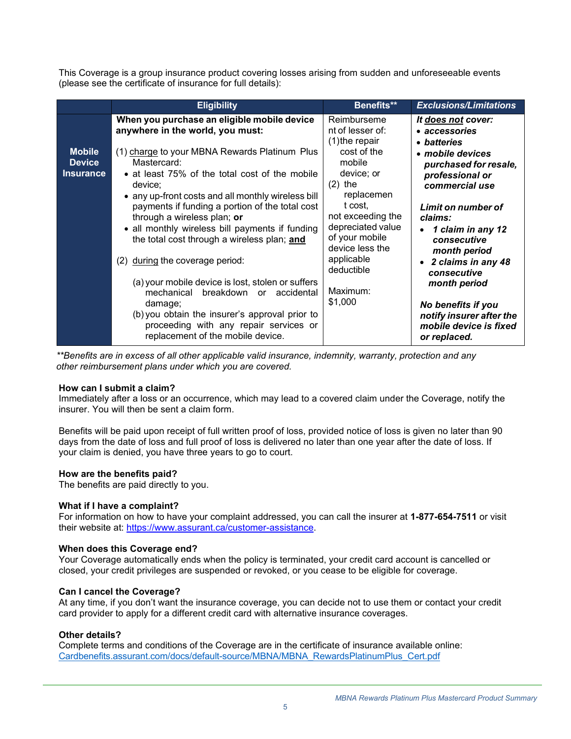This Coverage is a group insurance product covering losses arising from sudden and unforeseeable events (please see the certificate of insurance for full details):

| | Eligibility | Benefits** | *Exclusions/Limitations* |
|---|---|---|---|
| **Mobile Device Insurance** | **When you purchase an eligible mobile device anywhere in the world, you must:**<br><br>(1) charge to your MBNA Rewards Platinum Plus Mastercard:<br>• at least 75% of the total cost of the mobile device;<br>• any up-front costs and all monthly wireless bill payments if funding a portion of the total cost through a wireless plan; **or**<br>• all monthly wireless bill payments if funding the total cost through a wireless plan; **and**<br><br>(2) during the coverage period:<br><br>(a) your mobile device is lost, stolen or suffers mechanical breakdown or accidental damage;<br>(b) you obtain the insurer's approval prior to proceeding with any repair services or replacement of the mobile device. | Reimbursement of lesser of:<br>(1) the repair cost of the mobile device; or<br>(2) the replacement cost,<br>not exceeding the depreciated value of your mobile device less the applicable deductible<br><br>Maximum: $1,000 | ***It does not cover:***<br>• ***accessories***<br>• ***batteries***<br>• ***mobile devices purchased for resale, professional or commercial use***<br><br>***Limit on number of claims:***<br>• ***1 claim in any 12 consecutive month period***<br>• ***2 claims in any 48 consecutive month period***<br><br>***No benefits if you notify insurer after the mobile device is fixed or replaced.*** |

*\*\*Benefits are in excess of all other applicable valid insurance, indemnity, warranty, protection and any other reimbursement plans under which you are covered.*

**How can I submit a claim?**
Immediately after a loss or an occurrence, which may lead to a covered claim under the Coverage, notify the insurer. You will then be sent a claim form.

Benefits will be paid upon receipt of full written proof of loss, provided notice of loss is given no later than 90 days from the date of loss and full proof of loss is delivered no later than one year after the date of loss. If your claim is denied, you have three years to go to court.

**How are the benefits paid?**
The benefits are paid directly to you.

**What if I have a complaint?**
For information on how to have your complaint addressed, you can call the insurer at **1-877-654-7511** or visit their website at: https://www.assurant.ca/customer-assistance.

**When does this Coverage end?**
Your Coverage automatically ends when the policy is terminated, your credit card account is cancelled or closed, your credit privileges are suspended or revoked, or you cease to be eligible for coverage.

**Can I cancel the Coverage?**
At any time, if you don't want the insurance coverage, you can decide not to use them or contact your credit card provider to apply for a different credit card with alternative insurance coverages.

**Other details?**
Complete terms and conditions of the Coverage are in the certificate of insurance available online:
Cardbenefits.assurant.com/docs/default-source/MBNA/MBNA_RewardsPlatinumPlus_Cert.pdf